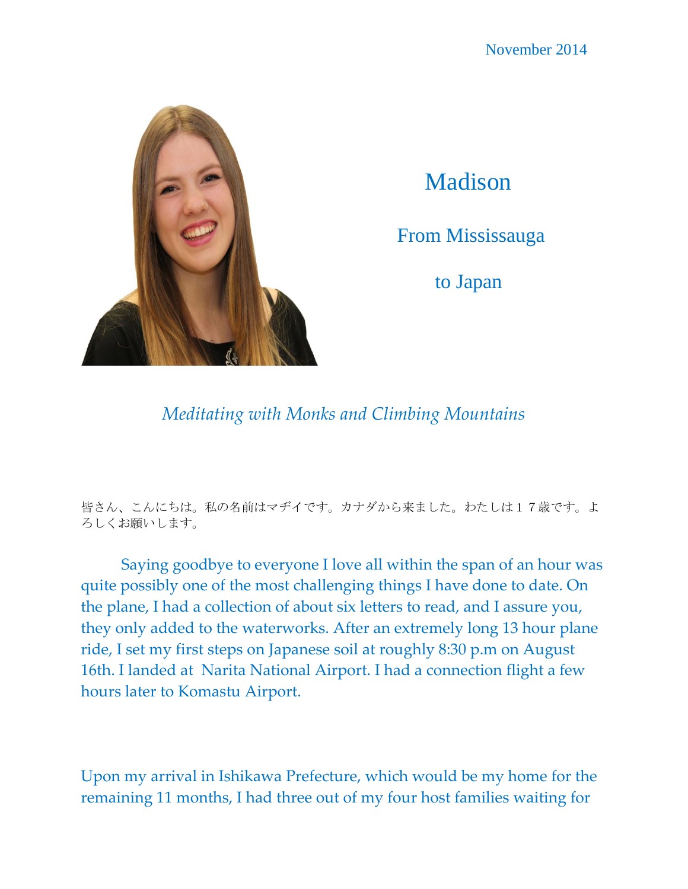November 2014

# Madison

## From Mississauga

## to Japan

*Meditating with Monks and Climbing Mountains*

皆さん、こんにちは。私の名前はマヂイです。カナダから来ました。わたしは１７歳です。よろしくお願いします。

Saying goodbye to everyone I love all within the span of an hour was quite possibly one of the most challenging things I have done to date. On the plane, I had a collection of about six letters to read, and I assure you, they only added to the waterworks. After an extremely long 13 hour plane ride, I set my first steps on Japanese soil at roughly 8:30 p.m on August 16th. I landed at Narita National Airport. I had a connection flight a few hours later to Komastu Airport.

Upon my arrival in Ishikawa Prefecture, which would be my home for the remaining 11 months, I had three out of my four host families waiting for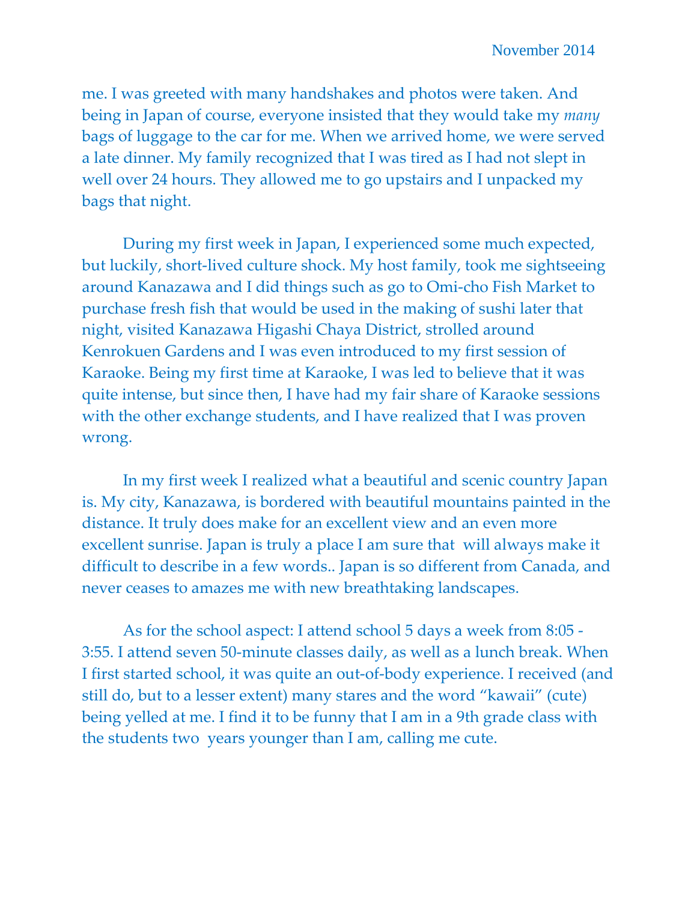me. I was greeted with many handshakes and photos were taken. And being in Japan of course, everyone insisted that they would take my *many* bags of luggage to the car for me. When we arrived home, we were served a late dinner. My family recognized that I was tired as I had not slept in well over 24 hours. They allowed me to go upstairs and I unpacked my bags that night.

During my first week in Japan, I experienced some much expected, but luckily, short-lived culture shock. My host family, took me sightseeing around Kanazawa and I did things such as go to Omi-cho Fish Market to purchase fresh fish that would be used in the making of sushi later that night, visited Kanazawa Higashi Chaya District, strolled around Kenrokuen Gardens and I was even introduced to my first session of Karaoke. Being my first time at Karaoke, I was led to believe that it was quite intense, but since then, I have had my fair share of Karaoke sessions with the other exchange students, and I have realized that I was proven wrong.

In my first week I realized what a beautiful and scenic country Japan is. My city, Kanazawa, is bordered with beautiful mountains painted in the distance. It truly does make for an excellent view and an even more excellent sunrise. Japan is truly a place I am sure that  will always make it difficult to describe in a few words.. Japan is so different from Canada, and never ceases to amazes me with new breathtaking landscapes.

As for the school aspect: I attend school 5 days a week from 8:05 - 3:55. I attend seven 50-minute classes daily, as well as a lunch break. When I first started school, it was quite an out-of-body experience. I received (and still do, but to a lesser extent) many stares and the word "kawaii" (cute) being yelled at me. I find it to be funny that I am in a 9th grade class with the students two  years younger than I am, calling me cute.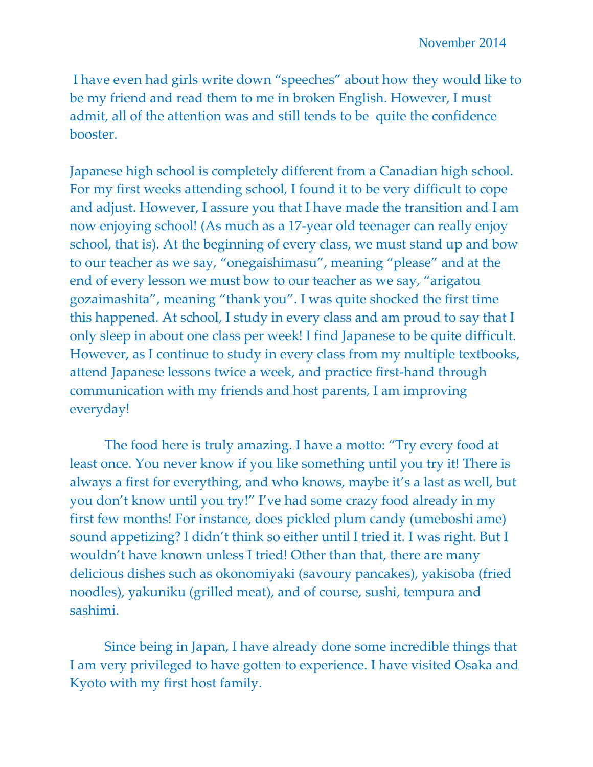November 2014

I have even had girls write down "speeches" about how they would like to be my friend and read them to me in broken English. However, I must admit, all of the attention was and still tends to be quite the confidence booster.

Japanese high school is completely different from a Canadian high school. For my first weeks attending school, I found it to be very difficult to cope and adjust. However, I assure you that I have made the transition and I am now enjoying school! (As much as a 17-year old teenager can really enjoy school, that is). At the beginning of every class, we must stand up and bow to our teacher as we say, "onegaishimasu", meaning "please" and at the end of every lesson we must bow to our teacher as we say, "arigatou gozaimashita", meaning "thank you". I was quite shocked the first time this happened. At school, I study in every class and am proud to say that I only sleep in about one class per week! I find Japanese to be quite difficult. However, as I continue to study in every class from my multiple textbooks, attend Japanese lessons twice a week, and practice first-hand through communication with my friends and host parents, I am improving everyday!

The food here is truly amazing. I have a motto: "Try every food at least once. You never know if you like something until you try it! There is always a first for everything, and who knows, maybe it's a last as well, but you don't know until you try!" I've had some crazy food already in my first few months! For instance, does pickled plum candy (umeboshi ame) sound appetizing? I didn't think so either until I tried it. I was right. But I wouldn't have known unless I tried! Other than that, there are many delicious dishes such as okonomiyaki (savoury pancakes), yakisoba (fried noodles), yakuniku (grilled meat), and of course, sushi, tempura and sashimi.

Since being in Japan, I have already done some incredible things that I am very privileged to have gotten to experience. I have visited Osaka and Kyoto with my first host family.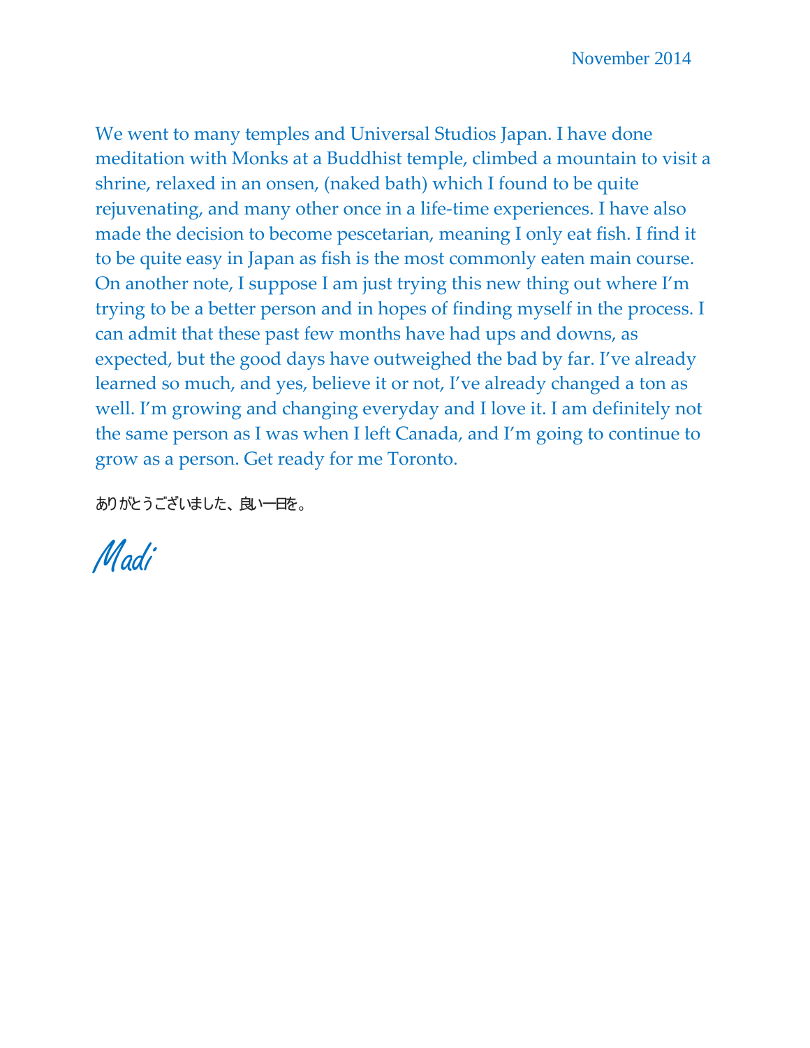November 2014

We went to many temples and Universal Studios Japan. I have done meditation with Monks at a Buddhist temple, climbed a mountain to visit a shrine, relaxed in an onsen, (naked bath) which I found to be quite rejuvenating, and many other once in a life-time experiences. I have also made the decision to become pescetarian, meaning I only eat fish. I find it to be quite easy in Japan as fish is the most commonly eaten main course. On another note, I suppose I am just trying this new thing out where I'm trying to be a better person and in hopes of finding myself in the process. I can admit that these past few months have had ups and downs, as expected, but the good days have outweighed the bad by far. I've already learned so much, and yes, believe it or not, I've already changed a ton as well. I'm growing and changing everyday and I love it. I am definitely not the same person as I was when I left Canada, and I'm going to continue to grow as a person. Get ready for me Toronto.

ありがとうございました、良い一日を。

*Madi*